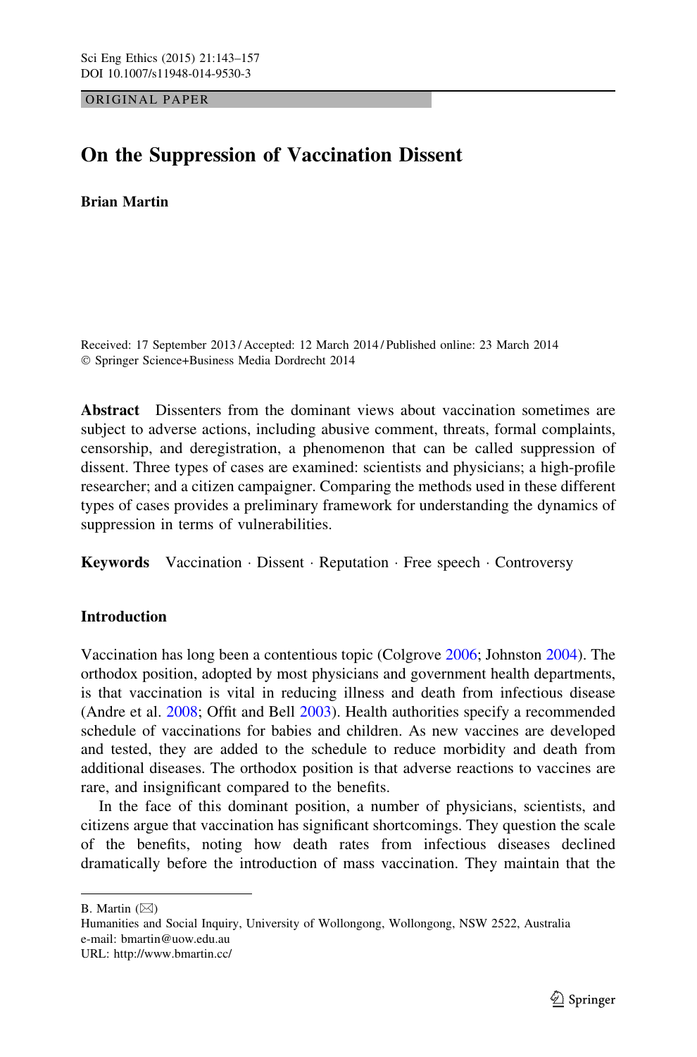ORIGINAL PAPER

# On the Suppression of Vaccination Dissent

**Brian Martin**

Received: 17 September 2013 / Accepted: 12 March 2014 / Published online: 23 March 2014
© Springer Science+Business Media Dordrecht 2014

**Abstract** Dissenters from the dominant views about vaccination sometimes are subject to adverse actions, including abusive comment, threats, formal complaints, censorship, and deregistration, a phenomenon that can be called suppression of dissent. Three types of cases are examined: scientists and physicians; a high-profile researcher; and a citizen campaigner. Comparing the methods used in these different types of cases provides a preliminary framework for understanding the dynamics of suppression in terms of vulnerabilities.

**Keywords** Vaccination · Dissent · Reputation · Free speech · Controversy

## Introduction

Vaccination has long been a contentious topic (Colgrove 2006; Johnston 2004). The orthodox position, adopted by most physicians and government health departments, is that vaccination is vital in reducing illness and death from infectious disease (Andre et al. 2008; Offit and Bell 2003). Health authorities specify a recommended schedule of vaccinations for babies and children. As new vaccines are developed and tested, they are added to the schedule to reduce morbidity and death from additional diseases. The orthodox position is that adverse reactions to vaccines are rare, and insignificant compared to the benefits.

In the face of this dominant position, a number of physicians, scientists, and citizens argue that vaccination has significant shortcomings. They question the scale of the benefits, noting how death rates from infectious diseases declined dramatically before the introduction of mass vaccination. They maintain that the

B. Martin (✉)
Humanities and Social Inquiry, University of Wollongong, Wollongong, NSW 2522, Australia
e-mail: bmartin@uow.edu.au
URL: http://www.bmartin.cc/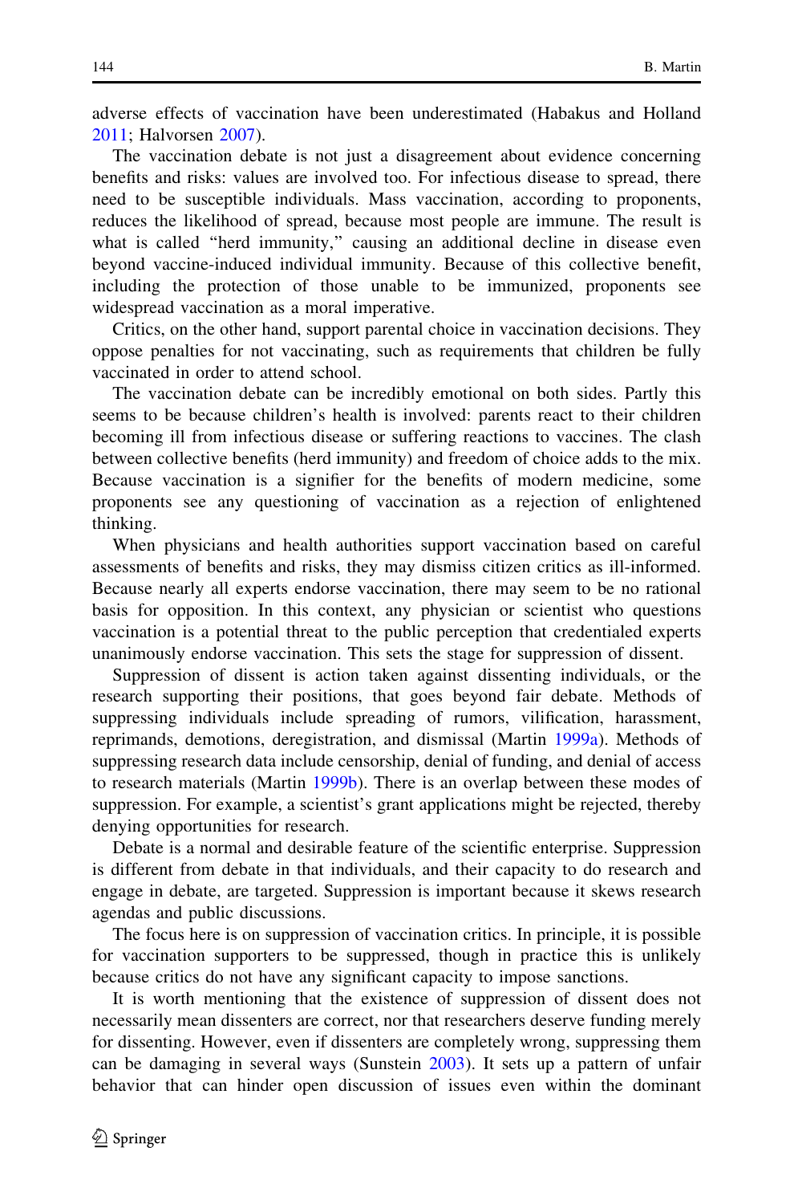adverse effects of vaccination have been underestimated (Habakus and Holland 2011; Halvorsen 2007).

The vaccination debate is not just a disagreement about evidence concerning benefits and risks: values are involved too. For infectious disease to spread, there need to be susceptible individuals. Mass vaccination, according to proponents, reduces the likelihood of spread, because most people are immune. The result is what is called "herd immunity," causing an additional decline in disease even beyond vaccine-induced individual immunity. Because of this collective benefit, including the protection of those unable to be immunized, proponents see widespread vaccination as a moral imperative.

Critics, on the other hand, support parental choice in vaccination decisions. They oppose penalties for not vaccinating, such as requirements that children be fully vaccinated in order to attend school.

The vaccination debate can be incredibly emotional on both sides. Partly this seems to be because children's health is involved: parents react to their children becoming ill from infectious disease or suffering reactions to vaccines. The clash between collective benefits (herd immunity) and freedom of choice adds to the mix. Because vaccination is a signifier for the benefits of modern medicine, some proponents see any questioning of vaccination as a rejection of enlightened thinking.

When physicians and health authorities support vaccination based on careful assessments of benefits and risks, they may dismiss citizen critics as ill-informed. Because nearly all experts endorse vaccination, there may seem to be no rational basis for opposition. In this context, any physician or scientist who questions vaccination is a potential threat to the public perception that credentialed experts unanimously endorse vaccination. This sets the stage for suppression of dissent.

Suppression of dissent is action taken against dissenting individuals, or the research supporting their positions, that goes beyond fair debate. Methods of suppressing individuals include spreading of rumors, vilification, harassment, reprimands, demotions, deregistration, and dismissal (Martin 1999a). Methods of suppressing research data include censorship, denial of funding, and denial of access to research materials (Martin 1999b). There is an overlap between these modes of suppression. For example, a scientist's grant applications might be rejected, thereby denying opportunities for research.

Debate is a normal and desirable feature of the scientific enterprise. Suppression is different from debate in that individuals, and their capacity to do research and engage in debate, are targeted. Suppression is important because it skews research agendas and public discussions.

The focus here is on suppression of vaccination critics. In principle, it is possible for vaccination supporters to be suppressed, though in practice this is unlikely because critics do not have any significant capacity to impose sanctions.

It is worth mentioning that the existence of suppression of dissent does not necessarily mean dissenters are correct, nor that researchers deserve funding merely for dissenting. However, even if dissenters are completely wrong, suppressing them can be damaging in several ways (Sunstein 2003). It sets up a pattern of unfair behavior that can hinder open discussion of issues even within the dominant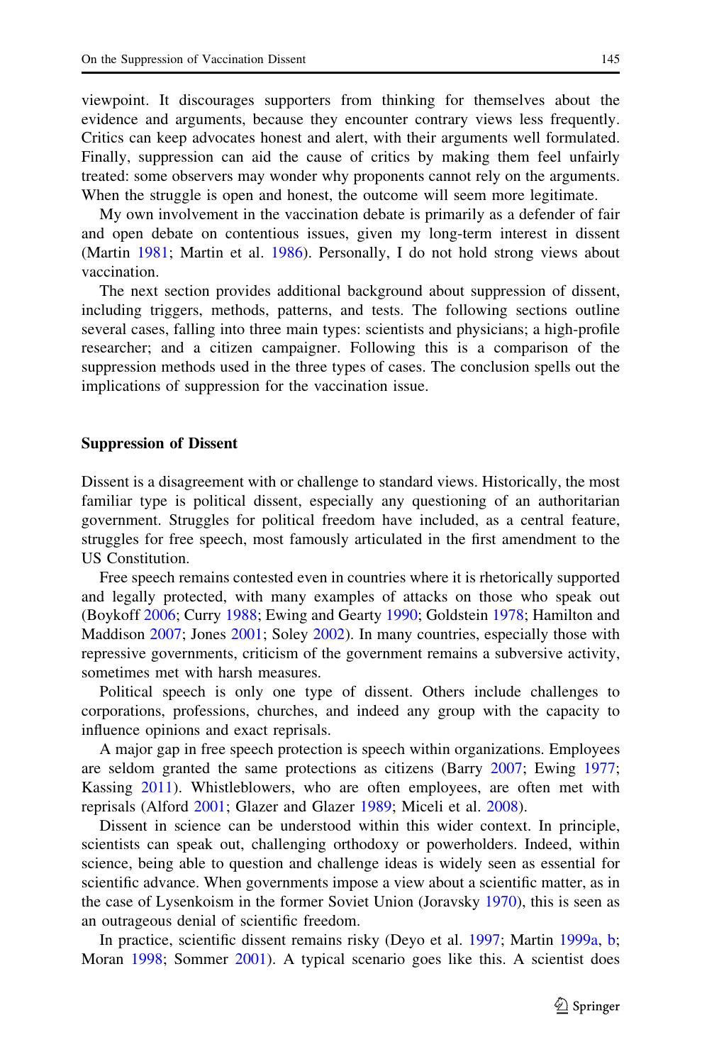viewpoint. It discourages supporters from thinking for themselves about the evidence and arguments, because they encounter contrary views less frequently. Critics can keep advocates honest and alert, with their arguments well formulated. Finally, suppression can aid the cause of critics by making them feel unfairly treated: some observers may wonder why proponents cannot rely on the arguments. When the struggle is open and honest, the outcome will seem more legitimate.

My own involvement in the vaccination debate is primarily as a defender of fair and open debate on contentious issues, given my long-term interest in dissent (Martin 1981; Martin et al. 1986). Personally, I do not hold strong views about vaccination.

The next section provides additional background about suppression of dissent, including triggers, methods, patterns, and tests. The following sections outline several cases, falling into three main types: scientists and physicians; a high-profile researcher; and a citizen campaigner. Following this is a comparison of the suppression methods used in the three types of cases. The conclusion spells out the implications of suppression for the vaccination issue.

## Suppression of Dissent

Dissent is a disagreement with or challenge to standard views. Historically, the most familiar type is political dissent, especially any questioning of an authoritarian government. Struggles for political freedom have included, as a central feature, struggles for free speech, most famously articulated in the first amendment to the US Constitution.

Free speech remains contested even in countries where it is rhetorically supported and legally protected, with many examples of attacks on those who speak out (Boykoff 2006; Curry 1988; Ewing and Gearty 1990; Goldstein 1978; Hamilton and Maddison 2007; Jones 2001; Soley 2002). In many countries, especially those with repressive governments, criticism of the government remains a subversive activity, sometimes met with harsh measures.

Political speech is only one type of dissent. Others include challenges to corporations, professions, churches, and indeed any group with the capacity to influence opinions and exact reprisals.

A major gap in free speech protection is speech within organizations. Employees are seldom granted the same protections as citizens (Barry 2007; Ewing 1977; Kassing 2011). Whistleblowers, who are often employees, are often met with reprisals (Alford 2001; Glazer and Glazer 1989; Miceli et al. 2008).

Dissent in science can be understood within this wider context. In principle, scientists can speak out, challenging orthodoxy or powerholders. Indeed, within science, being able to question and challenge ideas is widely seen as essential for scientific advance. When governments impose a view about a scientific matter, as in the case of Lysenkoism in the former Soviet Union (Joravsky 1970), this is seen as an outrageous denial of scientific freedom.

In practice, scientific dissent remains risky (Deyo et al. 1997; Martin 1999a, b; Moran 1998; Sommer 2001). A typical scenario goes like this. A scientist does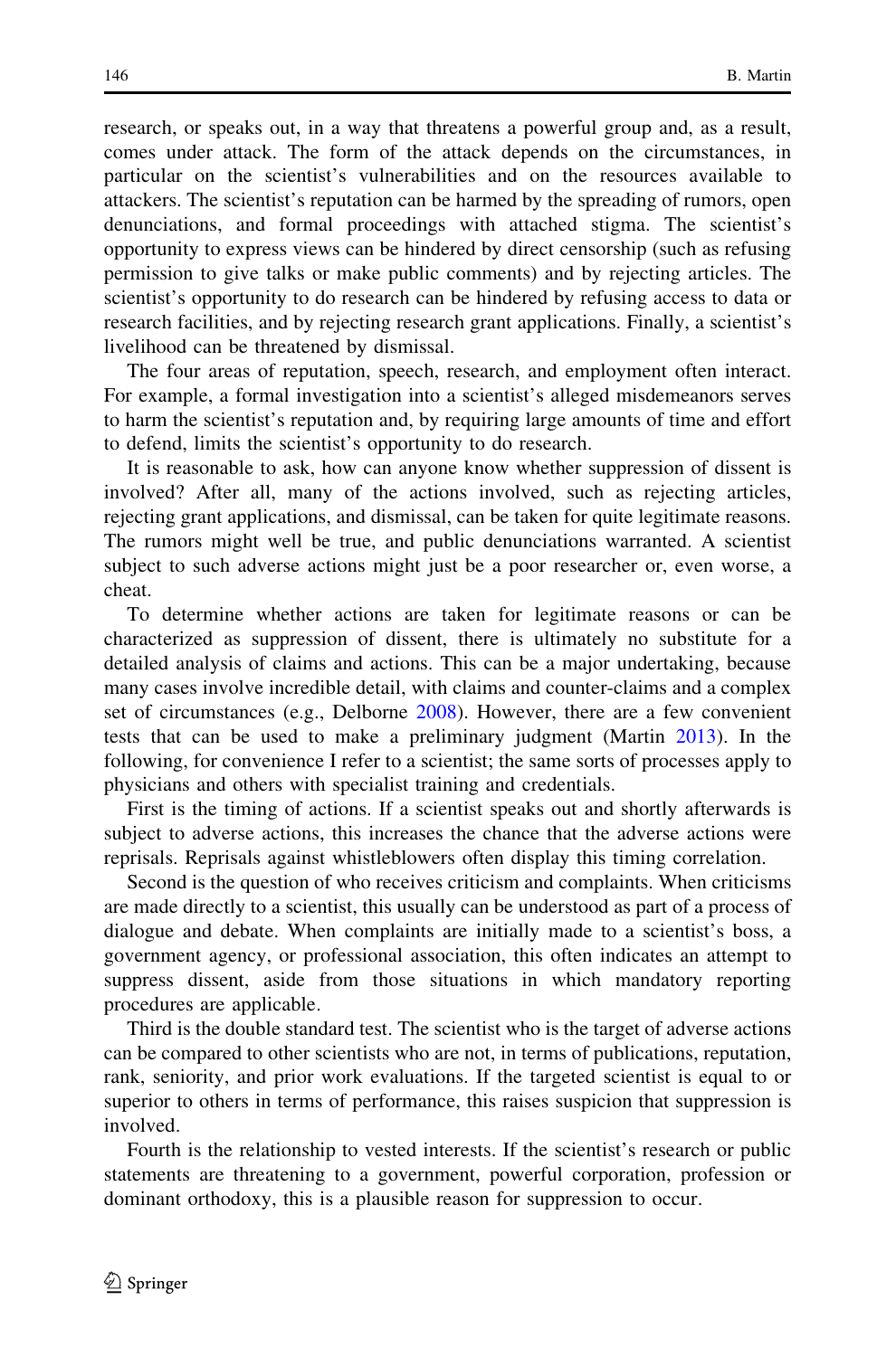research, or speaks out, in a way that threatens a powerful group and, as a result, comes under attack. The form of the attack depends on the circumstances, in particular on the scientist's vulnerabilities and on the resources available to attackers. The scientist's reputation can be harmed by the spreading of rumors, open denunciations, and formal proceedings with attached stigma. The scientist's opportunity to express views can be hindered by direct censorship (such as refusing permission to give talks or make public comments) and by rejecting articles. The scientist's opportunity to do research can be hindered by refusing access to data or research facilities, and by rejecting research grant applications. Finally, a scientist's livelihood can be threatened by dismissal.

The four areas of reputation, speech, research, and employment often interact. For example, a formal investigation into a scientist's alleged misdemeanors serves to harm the scientist's reputation and, by requiring large amounts of time and effort to defend, limits the scientist's opportunity to do research.

It is reasonable to ask, how can anyone know whether suppression of dissent is involved? After all, many of the actions involved, such as rejecting articles, rejecting grant applications, and dismissal, can be taken for quite legitimate reasons. The rumors might well be true, and public denunciations warranted. A scientist subject to such adverse actions might just be a poor researcher or, even worse, a cheat.

To determine whether actions are taken for legitimate reasons or can be characterized as suppression of dissent, there is ultimately no substitute for a detailed analysis of claims and actions. This can be a major undertaking, because many cases involve incredible detail, with claims and counter-claims and a complex set of circumstances (e.g., Delborne 2008). However, there are a few convenient tests that can be used to make a preliminary judgment (Martin 2013). In the following, for convenience I refer to a scientist; the same sorts of processes apply to physicians and others with specialist training and credentials.

First is the timing of actions. If a scientist speaks out and shortly afterwards is subject to adverse actions, this increases the chance that the adverse actions were reprisals. Reprisals against whistleblowers often display this timing correlation.

Second is the question of who receives criticism and complaints. When criticisms are made directly to a scientist, this usually can be understood as part of a process of dialogue and debate. When complaints are initially made to a scientist's boss, a government agency, or professional association, this often indicates an attempt to suppress dissent, aside from those situations in which mandatory reporting procedures are applicable.

Third is the double standard test. The scientist who is the target of adverse actions can be compared to other scientists who are not, in terms of publications, reputation, rank, seniority, and prior work evaluations. If the targeted scientist is equal to or superior to others in terms of performance, this raises suspicion that suppression is involved.

Fourth is the relationship to vested interests. If the scientist's research or public statements are threatening to a government, powerful corporation, profession or dominant orthodoxy, this is a plausible reason for suppression to occur.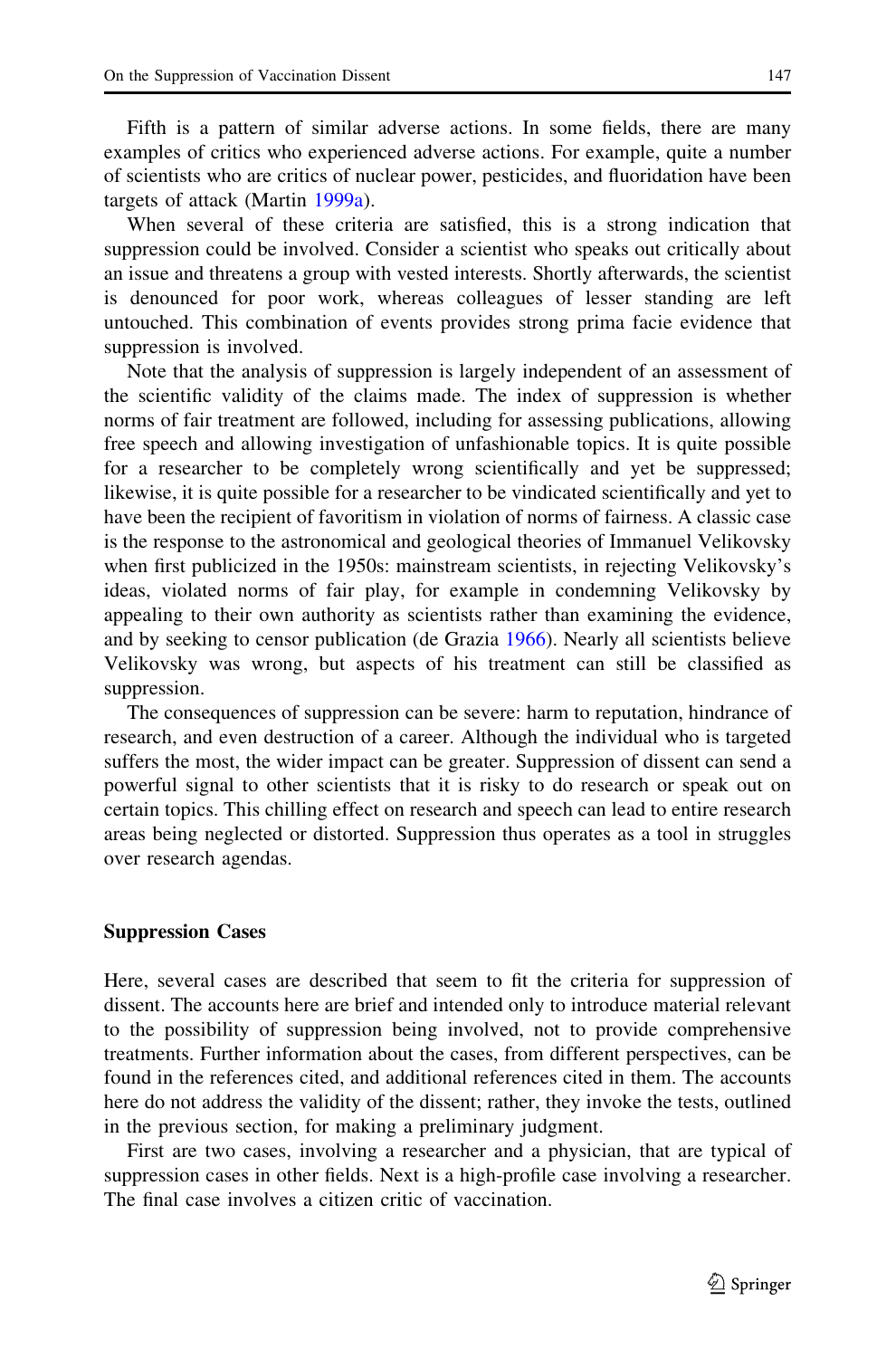Fifth is a pattern of similar adverse actions. In some fields, there are many examples of critics who experienced adverse actions. For example, quite a number of scientists who are critics of nuclear power, pesticides, and fluoridation have been targets of attack (Martin 1999a).

When several of these criteria are satisfied, this is a strong indication that suppression could be involved. Consider a scientist who speaks out critically about an issue and threatens a group with vested interests. Shortly afterwards, the scientist is denounced for poor work, whereas colleagues of lesser standing are left untouched. This combination of events provides strong prima facie evidence that suppression is involved.

Note that the analysis of suppression is largely independent of an assessment of the scientific validity of the claims made. The index of suppression is whether norms of fair treatment are followed, including for assessing publications, allowing free speech and allowing investigation of unfashionable topics. It is quite possible for a researcher to be completely wrong scientifically and yet be suppressed; likewise, it is quite possible for a researcher to be vindicated scientifically and yet to have been the recipient of favoritism in violation of norms of fairness. A classic case is the response to the astronomical and geological theories of Immanuel Velikovsky when first publicized in the 1950s: mainstream scientists, in rejecting Velikovsky's ideas, violated norms of fair play, for example in condemning Velikovsky by appealing to their own authority as scientists rather than examining the evidence, and by seeking to censor publication (de Grazia 1966). Nearly all scientists believe Velikovsky was wrong, but aspects of his treatment can still be classified as suppression.

The consequences of suppression can be severe: harm to reputation, hindrance of research, and even destruction of a career. Although the individual who is targeted suffers the most, the wider impact can be greater. Suppression of dissent can send a powerful signal to other scientists that it is risky to do research or speak out on certain topics. This chilling effect on research and speech can lead to entire research areas being neglected or distorted. Suppression thus operates as a tool in struggles over research agendas.

## Suppression Cases

Here, several cases are described that seem to fit the criteria for suppression of dissent. The accounts here are brief and intended only to introduce material relevant to the possibility of suppression being involved, not to provide comprehensive treatments. Further information about the cases, from different perspectives, can be found in the references cited, and additional references cited in them. The accounts here do not address the validity of the dissent; rather, they invoke the tests, outlined in the previous section, for making a preliminary judgment.

First are two cases, involving a researcher and a physician, that are typical of suppression cases in other fields. Next is a high-profile case involving a researcher. The final case involves a citizen critic of vaccination.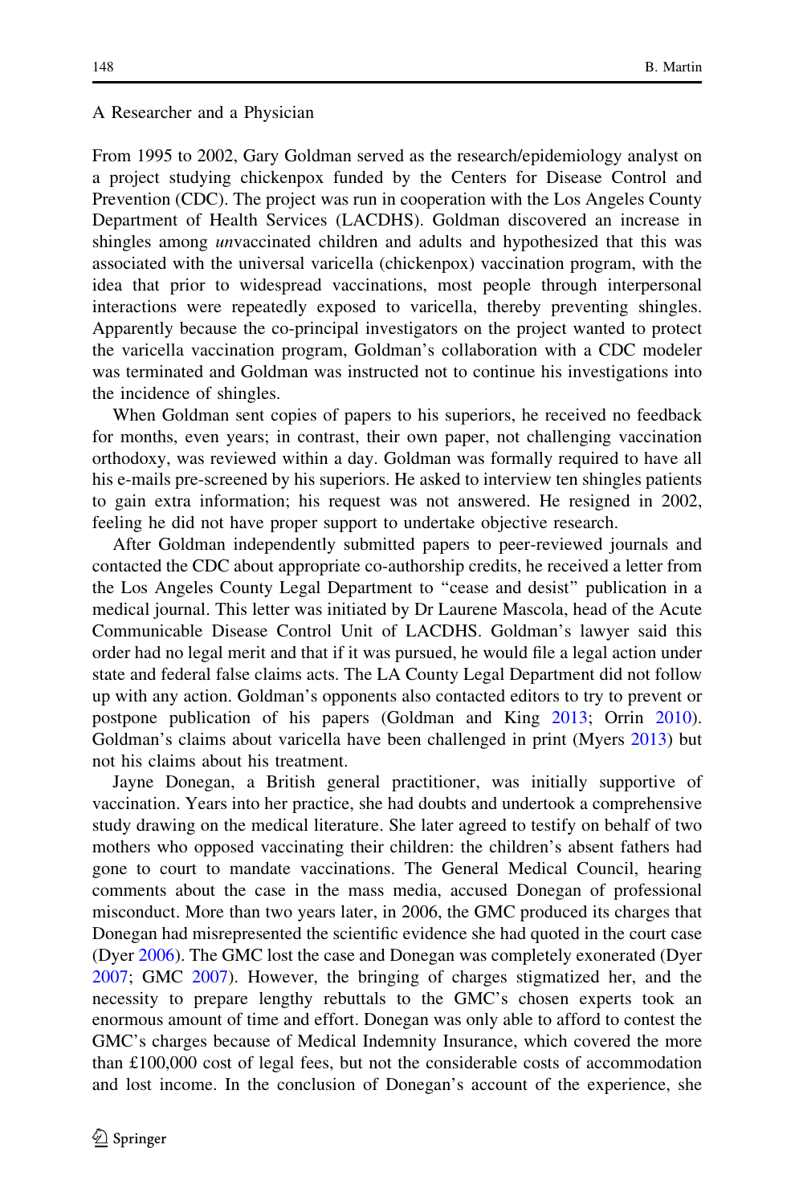## A Researcher and a Physician

From 1995 to 2002, Gary Goldman served as the research/epidemiology analyst on a project studying chickenpox funded by the Centers for Disease Control and Prevention (CDC). The project was run in cooperation with the Los Angeles County Department of Health Services (LACDHS). Goldman discovered an increase in shingles among *un*vaccinated children and adults and hypothesized that this was associated with the universal varicella (chickenpox) vaccination program, with the idea that prior to widespread vaccinations, most people through interpersonal interactions were repeatedly exposed to varicella, thereby preventing shingles. Apparently because the co-principal investigators on the project wanted to protect the varicella vaccination program, Goldman's collaboration with a CDC modeler was terminated and Goldman was instructed not to continue his investigations into the incidence of shingles.

When Goldman sent copies of papers to his superiors, he received no feedback for months, even years; in contrast, their own paper, not challenging vaccination orthodoxy, was reviewed within a day. Goldman was formally required to have all his e-mails pre-screened by his superiors. He asked to interview ten shingles patients to gain extra information; his request was not answered. He resigned in 2002, feeling he did not have proper support to undertake objective research.

After Goldman independently submitted papers to peer-reviewed journals and contacted the CDC about appropriate co-authorship credits, he received a letter from the Los Angeles County Legal Department to "cease and desist" publication in a medical journal. This letter was initiated by Dr Laurene Mascola, head of the Acute Communicable Disease Control Unit of LACDHS. Goldman's lawyer said this order had no legal merit and that if it was pursued, he would file a legal action under state and federal false claims acts. The LA County Legal Department did not follow up with any action. Goldman's opponents also contacted editors to try to prevent or postpone publication of his papers (Goldman and King 2013; Orrin 2010). Goldman's claims about varicella have been challenged in print (Myers 2013) but not his claims about his treatment.

Jayne Donegan, a British general practitioner, was initially supportive of vaccination. Years into her practice, she had doubts and undertook a comprehensive study drawing on the medical literature. She later agreed to testify on behalf of two mothers who opposed vaccinating their children: the children's absent fathers had gone to court to mandate vaccinations. The General Medical Council, hearing comments about the case in the mass media, accused Donegan of professional misconduct. More than two years later, in 2006, the GMC produced its charges that Donegan had misrepresented the scientific evidence she had quoted in the court case (Dyer 2006). The GMC lost the case and Donegan was completely exonerated (Dyer 2007; GMC 2007). However, the bringing of charges stigmatized her, and the necessity to prepare lengthy rebuttals to the GMC's chosen experts took an enormous amount of time and effort. Donegan was only able to afford to contest the GMC's charges because of Medical Indemnity Insurance, which covered the more than £100,000 cost of legal fees, but not the considerable costs of accommodation and lost income. In the conclusion of Donegan's account of the experience, she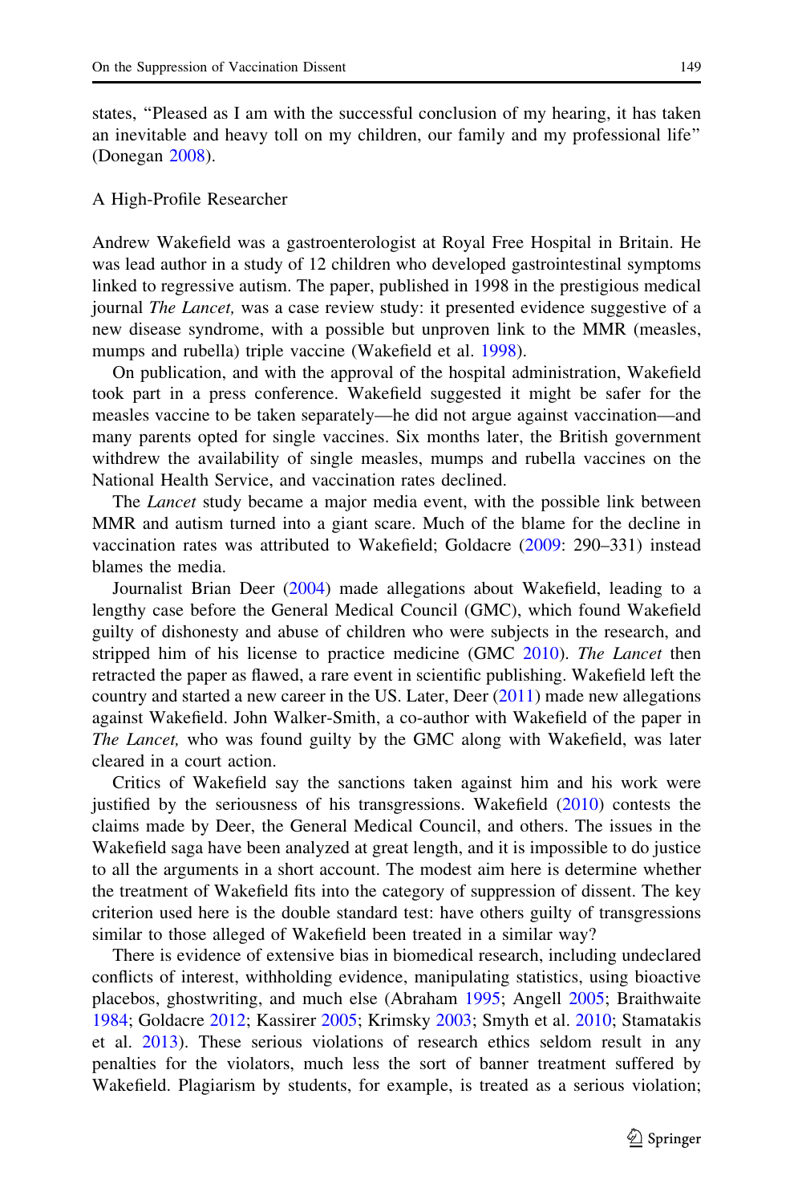states, "Pleased as I am with the successful conclusion of my hearing, it has taken an inevitable and heavy toll on my children, our family and my professional life" (Donegan 2008).

### A High-Profile Researcher

Andrew Wakefield was a gastroenterologist at Royal Free Hospital in Britain. He was lead author in a study of 12 children who developed gastrointestinal symptoms linked to regressive autism. The paper, published in 1998 in the prestigious medical journal *The Lancet,* was a case review study: it presented evidence suggestive of a new disease syndrome, with a possible but unproven link to the MMR (measles, mumps and rubella) triple vaccine (Wakefield et al. 1998).

On publication, and with the approval of the hospital administration, Wakefield took part in a press conference. Wakefield suggested it might be safer for the measles vaccine to be taken separately—he did not argue against vaccination—and many parents opted for single vaccines. Six months later, the British government withdrew the availability of single measles, mumps and rubella vaccines on the National Health Service, and vaccination rates declined.

The *Lancet* study became a major media event, with the possible link between MMR and autism turned into a giant scare. Much of the blame for the decline in vaccination rates was attributed to Wakefield; Goldacre (2009: 290–331) instead blames the media.

Journalist Brian Deer (2004) made allegations about Wakefield, leading to a lengthy case before the General Medical Council (GMC), which found Wakefield guilty of dishonesty and abuse of children who were subjects in the research, and stripped him of his license to practice medicine (GMC 2010). *The Lancet* then retracted the paper as flawed, a rare event in scientific publishing. Wakefield left the country and started a new career in the US. Later, Deer (2011) made new allegations against Wakefield. John Walker-Smith, a co-author with Wakefield of the paper in *The Lancet,* who was found guilty by the GMC along with Wakefield, was later cleared in a court action.

Critics of Wakefield say the sanctions taken against him and his work were justified by the seriousness of his transgressions. Wakefield (2010) contests the claims made by Deer, the General Medical Council, and others. The issues in the Wakefield saga have been analyzed at great length, and it is impossible to do justice to all the arguments in a short account. The modest aim here is determine whether the treatment of Wakefield fits into the category of suppression of dissent. The key criterion used here is the double standard test: have others guilty of transgressions similar to those alleged of Wakefield been treated in a similar way?

There is evidence of extensive bias in biomedical research, including undeclared conflicts of interest, withholding evidence, manipulating statistics, using bioactive placebos, ghostwriting, and much else (Abraham 1995; Angell 2005; Braithwaite 1984; Goldacre 2012; Kassirer 2005; Krimsky 2003; Smyth et al. 2010; Stamatakis et al. 2013). These serious violations of research ethics seldom result in any penalties for the violators, much less the sort of banner treatment suffered by Wakefield. Plagiarism by students, for example, is treated as a serious violation;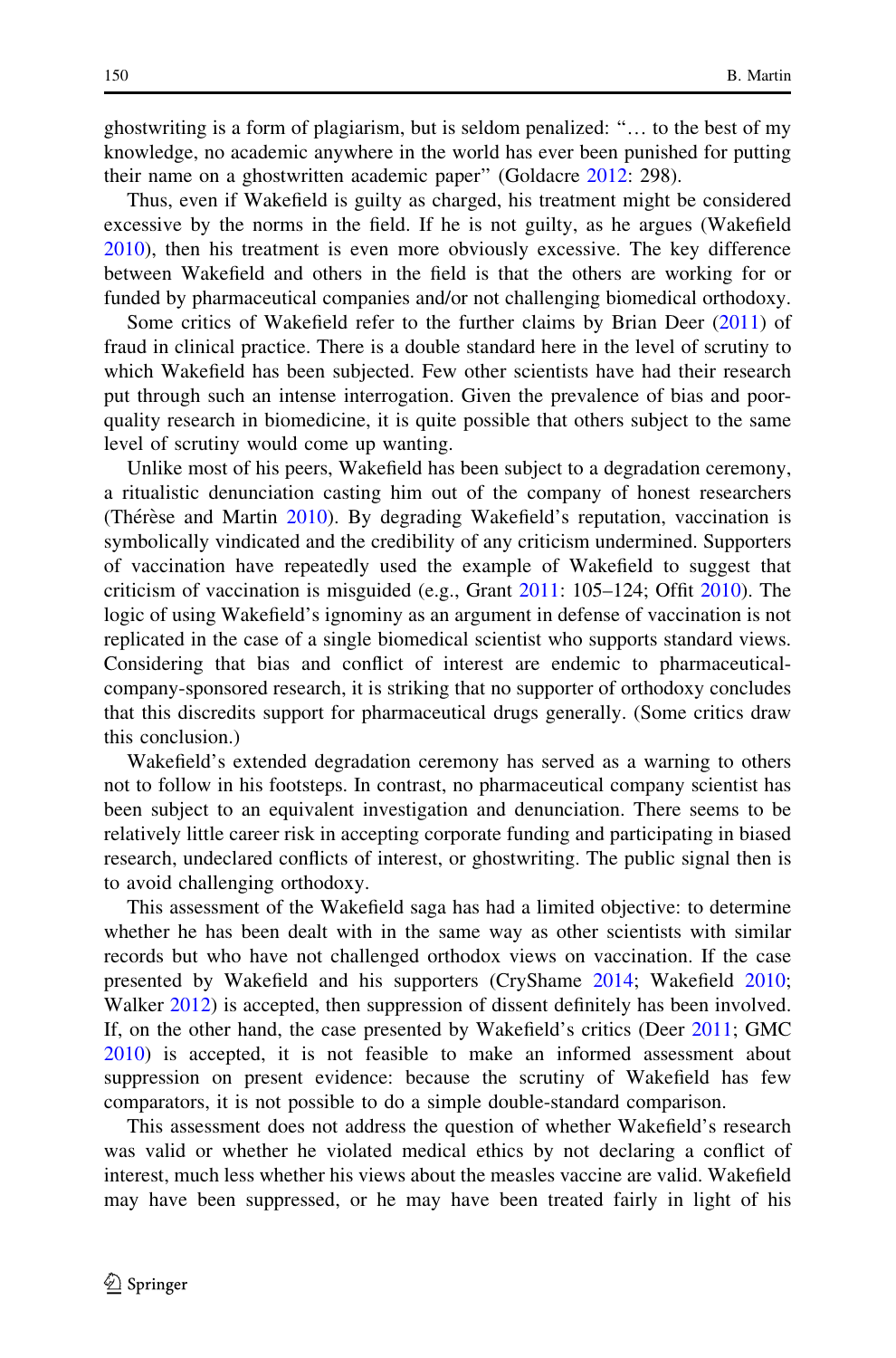ghostwriting is a form of plagiarism, but is seldom penalized: "… to the best of my knowledge, no academic anywhere in the world has ever been punished for putting their name on a ghostwritten academic paper" (Goldacre 2012: 298).

Thus, even if Wakefield is guilty as charged, his treatment might be considered excessive by the norms in the field. If he is not guilty, as he argues (Wakefield 2010), then his treatment is even more obviously excessive. The key difference between Wakefield and others in the field is that the others are working for or funded by pharmaceutical companies and/or not challenging biomedical orthodoxy.

Some critics of Wakefield refer to the further claims by Brian Deer (2011) of fraud in clinical practice. There is a double standard here in the level of scrutiny to which Wakefield has been subjected. Few other scientists have had their research put through such an intense interrogation. Given the prevalence of bias and poor-quality research in biomedicine, it is quite possible that others subject to the same level of scrutiny would come up wanting.

Unlike most of his peers, Wakefield has been subject to a degradation ceremony, a ritualistic denunciation casting him out of the company of honest researchers (Thérèse and Martin 2010). By degrading Wakefield's reputation, vaccination is symbolically vindicated and the credibility of any criticism undermined. Supporters of vaccination have repeatedly used the example of Wakefield to suggest that criticism of vaccination is misguided (e.g., Grant 2011: 105–124; Offit 2010). The logic of using Wakefield's ignominy as an argument in defense of vaccination is not replicated in the case of a single biomedical scientist who supports standard views. Considering that bias and conflict of interest are endemic to pharmaceutical-company-sponsored research, it is striking that no supporter of orthodoxy concludes that this discredits support for pharmaceutical drugs generally. (Some critics draw this conclusion.)

Wakefield's extended degradation ceremony has served as a warning to others not to follow in his footsteps. In contrast, no pharmaceutical company scientist has been subject to an equivalent investigation and denunciation. There seems to be relatively little career risk in accepting corporate funding and participating in biased research, undeclared conflicts of interest, or ghostwriting. The public signal then is to avoid challenging orthodoxy.

This assessment of the Wakefield saga has had a limited objective: to determine whether he has been dealt with in the same way as other scientists with similar records but who have not challenged orthodox views on vaccination. If the case presented by Wakefield and his supporters (CryShame 2014; Wakefield 2010; Walker 2012) is accepted, then suppression of dissent definitely has been involved. If, on the other hand, the case presented by Wakefield's critics (Deer 2011; GMC 2010) is accepted, it is not feasible to make an informed assessment about suppression on present evidence: because the scrutiny of Wakefield has few comparators, it is not possible to do a simple double-standard comparison.

This assessment does not address the question of whether Wakefield's research was valid or whether he violated medical ethics by not declaring a conflict of interest, much less whether his views about the measles vaccine are valid. Wakefield may have been suppressed, or he may have been treated fairly in light of his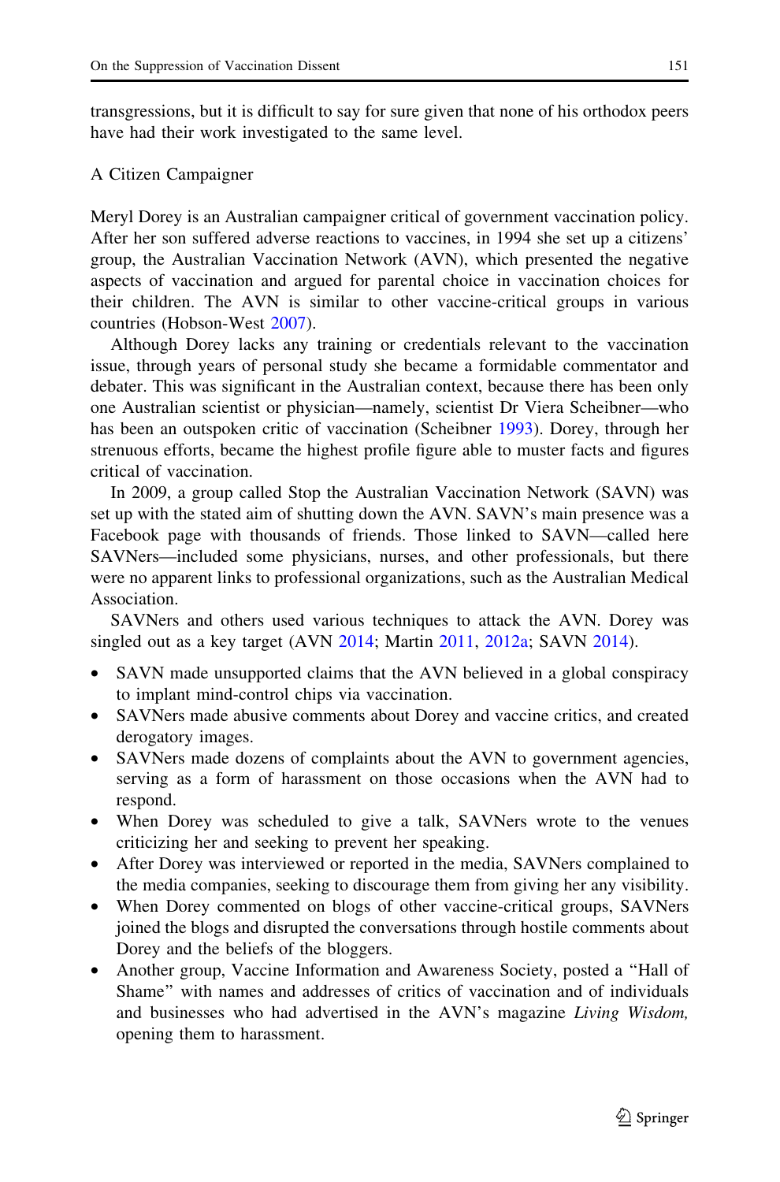transgressions, but it is difficult to say for sure given that none of his orthodox peers have had their work investigated to the same level.

### A Citizen Campaigner

Meryl Dorey is an Australian campaigner critical of government vaccination policy. After her son suffered adverse reactions to vaccines, in 1994 she set up a citizens' group, the Australian Vaccination Network (AVN), which presented the negative aspects of vaccination and argued for parental choice in vaccination choices for their children. The AVN is similar to other vaccine-critical groups in various countries (Hobson-West 2007).

Although Dorey lacks any training or credentials relevant to the vaccination issue, through years of personal study she became a formidable commentator and debater. This was significant in the Australian context, because there has been only one Australian scientist or physician—namely, scientist Dr Viera Scheibner—who has been an outspoken critic of vaccination (Scheibner 1993). Dorey, through her strenuous efforts, became the highest profile figure able to muster facts and figures critical of vaccination.

In 2009, a group called Stop the Australian Vaccination Network (SAVN) was set up with the stated aim of shutting down the AVN. SAVN's main presence was a Facebook page with thousands of friends. Those linked to SAVN—called here SAVNers—included some physicians, nurses, and other professionals, but there were no apparent links to professional organizations, such as the Australian Medical Association.

SAVNers and others used various techniques to attack the AVN. Dorey was singled out as a key target (AVN 2014; Martin 2011, 2012a; SAVN 2014).

- SAVN made unsupported claims that the AVN believed in a global conspiracy to implant mind-control chips via vaccination.
- SAVNers made abusive comments about Dorey and vaccine critics, and created derogatory images.
- SAVNers made dozens of complaints about the AVN to government agencies, serving as a form of harassment on those occasions when the AVN had to respond.
- When Dorey was scheduled to give a talk, SAVNers wrote to the venues criticizing her and seeking to prevent her speaking.
- After Dorey was interviewed or reported in the media, SAVNers complained to the media companies, seeking to discourage them from giving her any visibility.
- When Dorey commented on blogs of other vaccine-critical groups, SAVNers joined the blogs and disrupted the conversations through hostile comments about Dorey and the beliefs of the bloggers.
- Another group, Vaccine Information and Awareness Society, posted a "Hall of Shame" with names and addresses of critics of vaccination and of individuals and businesses who had advertised in the AVN's magazine *Living Wisdom,* opening them to harassment.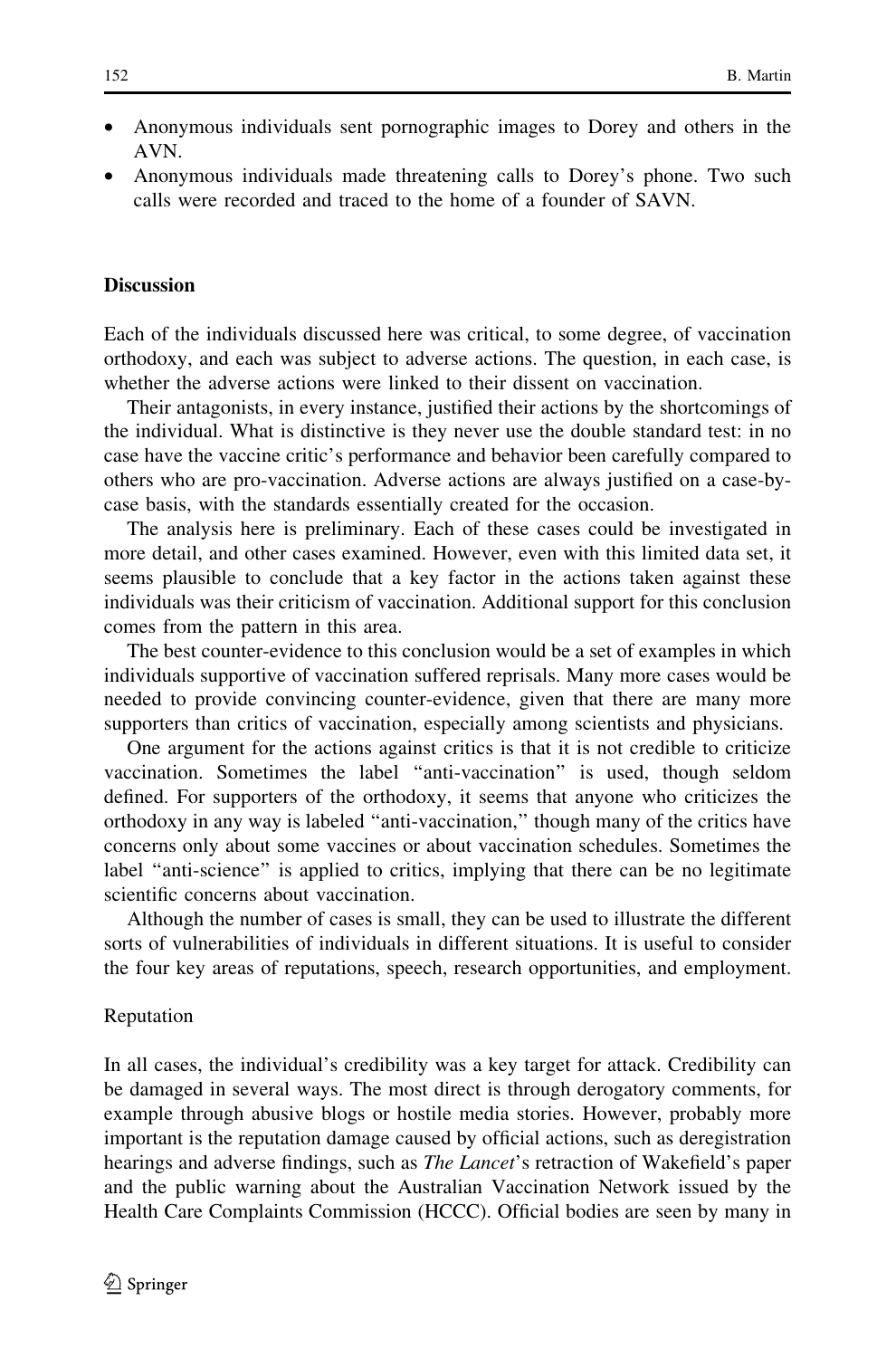- Anonymous individuals sent pornographic images to Dorey and others in the AVN.
- Anonymous individuals made threatening calls to Dorey's phone. Two such calls were recorded and traced to the home of a founder of SAVN.

## Discussion

Each of the individuals discussed here was critical, to some degree, of vaccination orthodoxy, and each was subject to adverse actions. The question, in each case, is whether the adverse actions were linked to their dissent on vaccination.

Their antagonists, in every instance, justified their actions by the shortcomings of the individual. What is distinctive is they never use the double standard test: in no case have the vaccine critic's performance and behavior been carefully compared to others who are pro-vaccination. Adverse actions are always justified on a case-by-case basis, with the standards essentially created for the occasion.

The analysis here is preliminary. Each of these cases could be investigated in more detail, and other cases examined. However, even with this limited data set, it seems plausible to conclude that a key factor in the actions taken against these individuals was their criticism of vaccination. Additional support for this conclusion comes from the pattern in this area.

The best counter-evidence to this conclusion would be a set of examples in which individuals supportive of vaccination suffered reprisals. Many more cases would be needed to provide convincing counter-evidence, given that there are many more supporters than critics of vaccination, especially among scientists and physicians.

One argument for the actions against critics is that it is not credible to criticize vaccination. Sometimes the label "anti-vaccination" is used, though seldom defined. For supporters of the orthodoxy, it seems that anyone who criticizes the orthodoxy in any way is labeled "anti-vaccination," though many of the critics have concerns only about some vaccines or about vaccination schedules. Sometimes the label "anti-science" is applied to critics, implying that there can be no legitimate scientific concerns about vaccination.

Although the number of cases is small, they can be used to illustrate the different sorts of vulnerabilities of individuals in different situations. It is useful to consider the four key areas of reputations, speech, research opportunities, and employment.

### Reputation

In all cases, the individual's credibility was a key target for attack. Credibility can be damaged in several ways. The most direct is through derogatory comments, for example through abusive blogs or hostile media stories. However, probably more important is the reputation damage caused by official actions, such as deregistration hearings and adverse findings, such as *The Lancet*'s retraction of Wakefield's paper and the public warning about the Australian Vaccination Network issued by the Health Care Complaints Commission (HCCC). Official bodies are seen by many in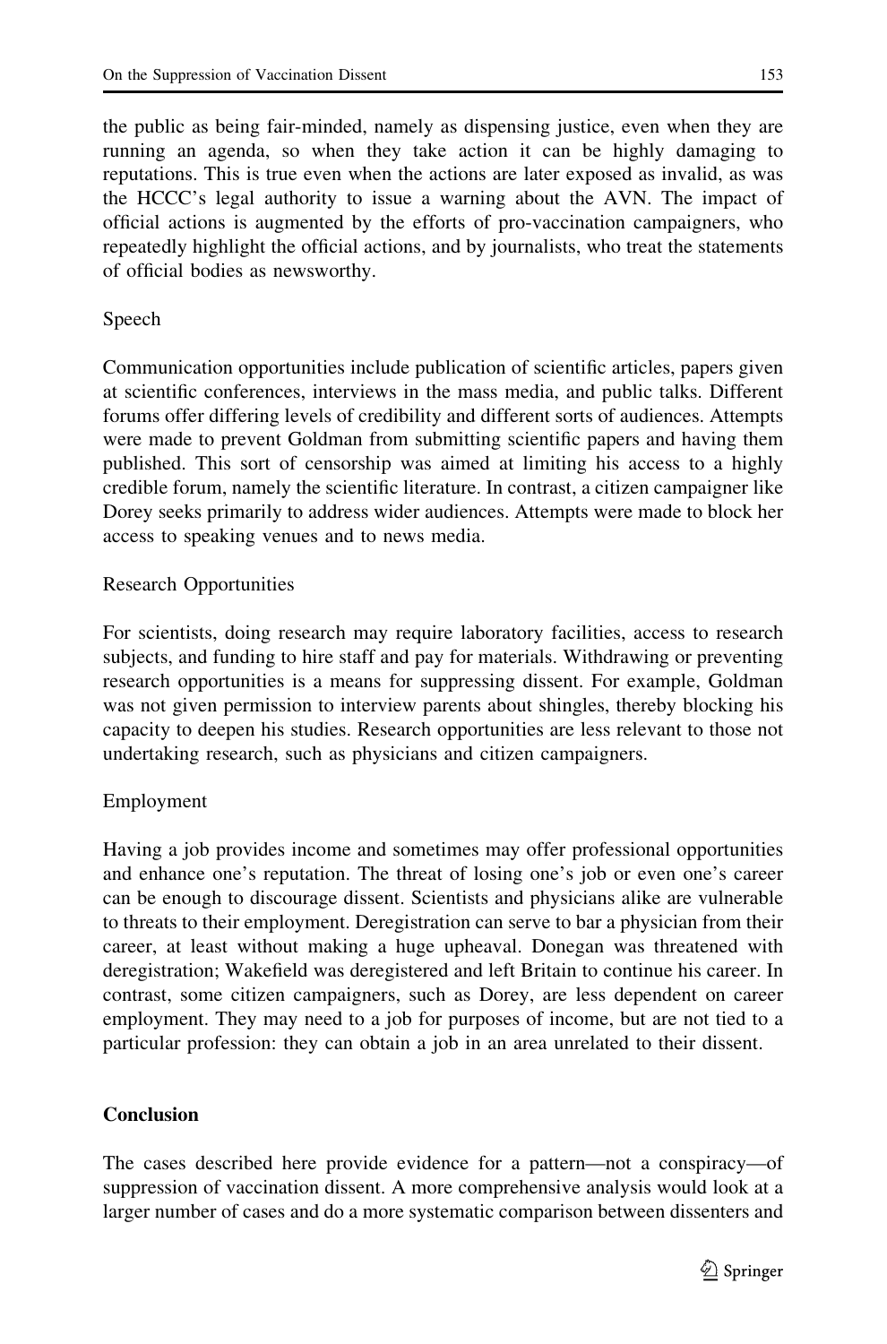the public as being fair-minded, namely as dispensing justice, even when they are running an agenda, so when they take action it can be highly damaging to reputations. This is true even when the actions are later exposed as invalid, as was the HCCC's legal authority to issue a warning about the AVN. The impact of official actions is augmented by the efforts of pro-vaccination campaigners, who repeatedly highlight the official actions, and by journalists, who treat the statements of official bodies as newsworthy.

### Speech

Communication opportunities include publication of scientific articles, papers given at scientific conferences, interviews in the mass media, and public talks. Different forums offer differing levels of credibility and different sorts of audiences. Attempts were made to prevent Goldman from submitting scientific papers and having them published. This sort of censorship was aimed at limiting his access to a highly credible forum, namely the scientific literature. In contrast, a citizen campaigner like Dorey seeks primarily to address wider audiences. Attempts were made to block her access to speaking venues and to news media.

### Research Opportunities

For scientists, doing research may require laboratory facilities, access to research subjects, and funding to hire staff and pay for materials. Withdrawing or preventing research opportunities is a means for suppressing dissent. For example, Goldman was not given permission to interview parents about shingles, thereby blocking his capacity to deepen his studies. Research opportunities are less relevant to those not undertaking research, such as physicians and citizen campaigners.

### Employment

Having a job provides income and sometimes may offer professional opportunities and enhance one's reputation. The threat of losing one's job or even one's career can be enough to discourage dissent. Scientists and physicians alike are vulnerable to threats to their employment. Deregistration can serve to bar a physician from their career, at least without making a huge upheaval. Donegan was threatened with deregistration; Wakefield was deregistered and left Britain to continue his career. In contrast, some citizen campaigners, such as Dorey, are less dependent on career employment. They may need to a job for purposes of income, but are not tied to a particular profession: they can obtain a job in an area unrelated to their dissent.

## Conclusion

The cases described here provide evidence for a pattern—not a conspiracy—of suppression of vaccination dissent. A more comprehensive analysis would look at a larger number of cases and do a more systematic comparison between dissenters and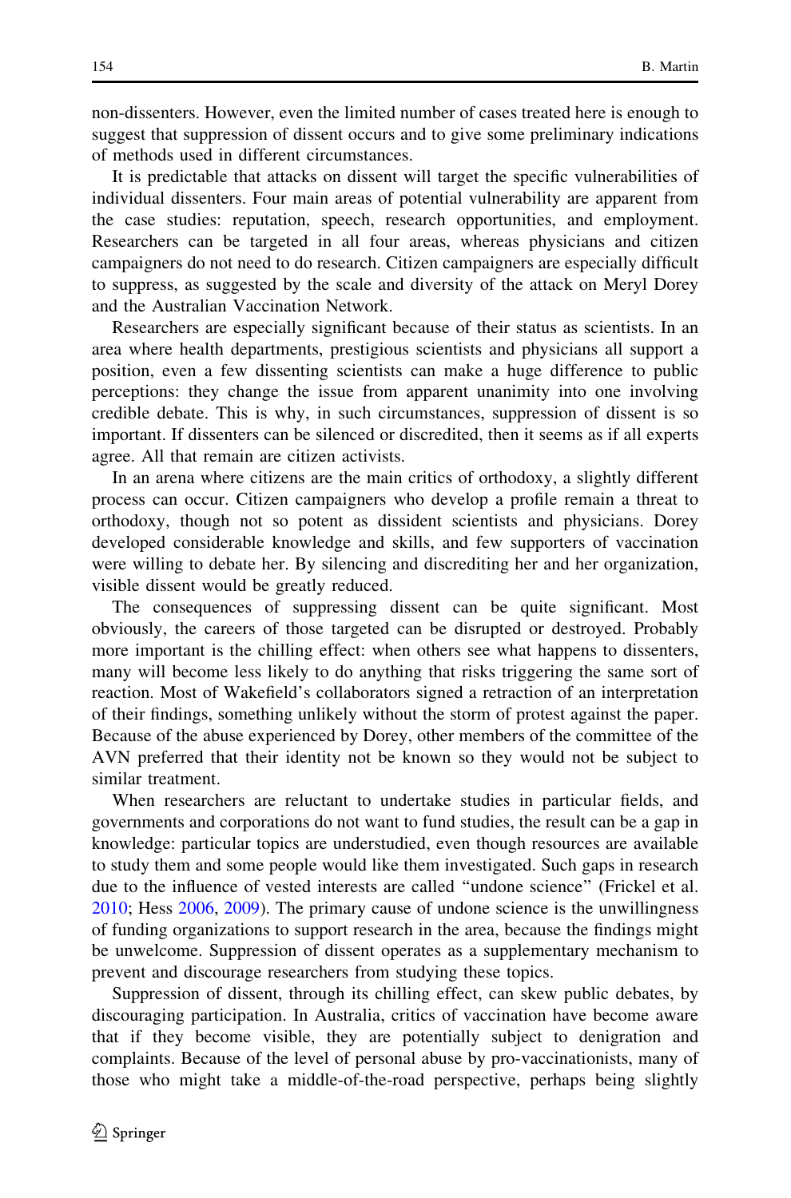non-dissenters. However, even the limited number of cases treated here is enough to suggest that suppression of dissent occurs and to give some preliminary indications of methods used in different circumstances.

It is predictable that attacks on dissent will target the specific vulnerabilities of individual dissenters. Four main areas of potential vulnerability are apparent from the case studies: reputation, speech, research opportunities, and employment. Researchers can be targeted in all four areas, whereas physicians and citizen campaigners do not need to do research. Citizen campaigners are especially difficult to suppress, as suggested by the scale and diversity of the attack on Meryl Dorey and the Australian Vaccination Network.

Researchers are especially significant because of their status as scientists. In an area where health departments, prestigious scientists and physicians all support a position, even a few dissenting scientists can make a huge difference to public perceptions: they change the issue from apparent unanimity into one involving credible debate. This is why, in such circumstances, suppression of dissent is so important. If dissenters can be silenced or discredited, then it seems as if all experts agree. All that remain are citizen activists.

In an arena where citizens are the main critics of orthodoxy, a slightly different process can occur. Citizen campaigners who develop a profile remain a threat to orthodoxy, though not so potent as dissident scientists and physicians. Dorey developed considerable knowledge and skills, and few supporters of vaccination were willing to debate her. By silencing and discrediting her and her organization, visible dissent would be greatly reduced.

The consequences of suppressing dissent can be quite significant. Most obviously, the careers of those targeted can be disrupted or destroyed. Probably more important is the chilling effect: when others see what happens to dissenters, many will become less likely to do anything that risks triggering the same sort of reaction. Most of Wakefield's collaborators signed a retraction of an interpretation of their findings, something unlikely without the storm of protest against the paper. Because of the abuse experienced by Dorey, other members of the committee of the AVN preferred that their identity not be known so they would not be subject to similar treatment.

When researchers are reluctant to undertake studies in particular fields, and governments and corporations do not want to fund studies, the result can be a gap in knowledge: particular topics are understudied, even though resources are available to study them and some people would like them investigated. Such gaps in research due to the influence of vested interests are called "undone science" (Frickel et al. 2010; Hess 2006, 2009). The primary cause of undone science is the unwillingness of funding organizations to support research in the area, because the findings might be unwelcome. Suppression of dissent operates as a supplementary mechanism to prevent and discourage researchers from studying these topics.

Suppression of dissent, through its chilling effect, can skew public debates, by discouraging participation. In Australia, critics of vaccination have become aware that if they become visible, they are potentially subject to denigration and complaints. Because of the level of personal abuse by pro-vaccinationists, many of those who might take a middle-of-the-road perspective, perhaps being slightly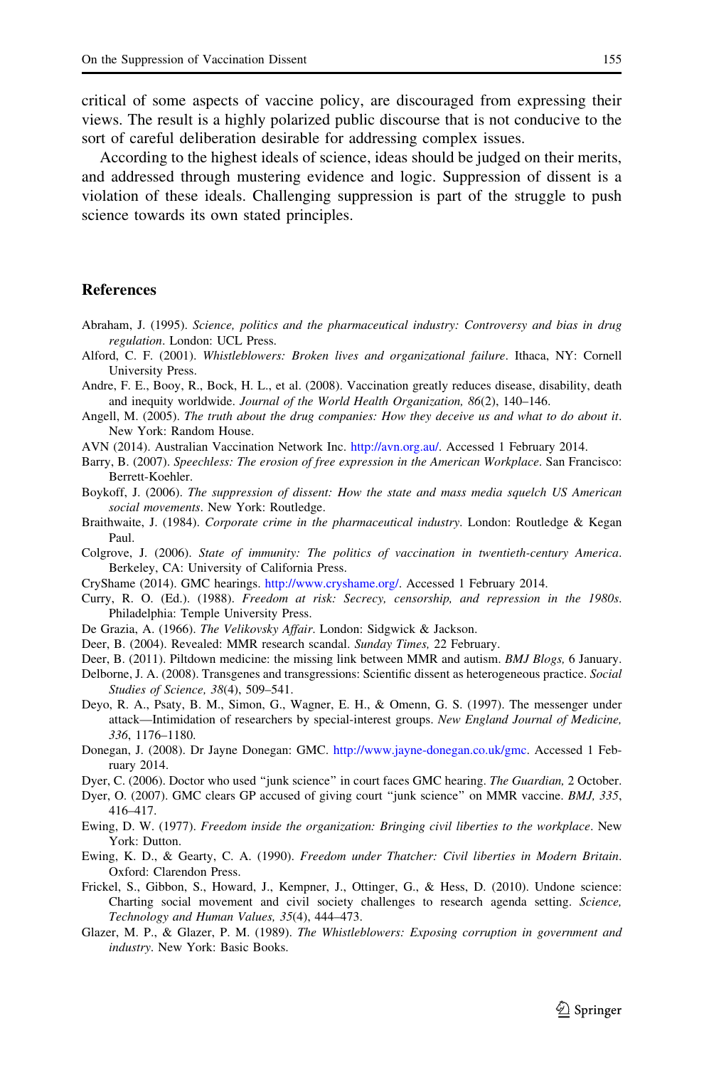critical of some aspects of vaccine policy, are discouraged from expressing their views. The result is a highly polarized public discourse that is not conducive to the sort of careful deliberation desirable for addressing complex issues.

According to the highest ideals of science, ideas should be judged on their merits, and addressed through mustering evidence and logic. Suppression of dissent is a violation of these ideals. Challenging suppression is part of the struggle to push science towards its own stated principles.

## References

Abraham, J. (1995). *Science, politics and the pharmaceutical industry: Controversy and bias in drug regulation*. London: UCL Press.

Alford, C. F. (2001). *Whistleblowers: Broken lives and organizational failure*. Ithaca, NY: Cornell University Press.

Andre, F. E., Booy, R., Bock, H. L., et al. (2008). Vaccination greatly reduces disease, disability, death and inequity worldwide. *Journal of the World Health Organization, 86*(2), 140–146.

Angell, M. (2005). *The truth about the drug companies: How they deceive us and what to do about it*. New York: Random House.

AVN (2014). Australian Vaccination Network Inc. http://avn.org.au/. Accessed 1 February 2014.

Barry, B. (2007). *Speechless: The erosion of free expression in the American Workplace*. San Francisco: Berrett-Koehler.

Boykoff, J. (2006). *The suppression of dissent: How the state and mass media squelch US American social movements*. New York: Routledge.

Braithwaite, J. (1984). *Corporate crime in the pharmaceutical industry*. London: Routledge & Kegan Paul.

Colgrove, J. (2006). *State of immunity: The politics of vaccination in twentieth-century America*. Berkeley, CA: University of California Press.

CryShame (2014). GMC hearings. http://www.cryshame.org/. Accessed 1 February 2014.

Curry, R. O. (Ed.). (1988). *Freedom at risk: Secrecy, censorship, and repression in the 1980s*. Philadelphia: Temple University Press.

De Grazia, A. (1966). *The Velikovsky Affair*. London: Sidgwick & Jackson.

Deer, B. (2004). Revealed: MMR research scandal. *Sunday Times,* 22 February.

Deer, B. (2011). Piltdown medicine: the missing link between MMR and autism. *BMJ Blogs,* 6 January.

Delborne, J. A. (2008). Transgenes and transgressions: Scientific dissent as heterogeneous practice. *Social Studies of Science, 38*(4), 509–541.

Deyo, R. A., Psaty, B. M., Simon, G., Wagner, E. H., & Omenn, G. S. (1997). The messenger under attack—Intimidation of researchers by special-interest groups. *New England Journal of Medicine, 336*, 1176–1180.

Donegan, J. (2008). Dr Jayne Donegan: GMC. http://www.jayne-donegan.co.uk/gmc. Accessed 1 February 2014.

Dyer, C. (2006). Doctor who used "junk science" in court faces GMC hearing. *The Guardian,* 2 October.

Dyer, O. (2007). GMC clears GP accused of giving court "junk science" on MMR vaccine. *BMJ, 335*, 416–417.

Ewing, D. W. (1977). *Freedom inside the organization: Bringing civil liberties to the workplace*. New York: Dutton.

Ewing, K. D., & Gearty, C. A. (1990). *Freedom under Thatcher: Civil liberties in Modern Britain*. Oxford: Clarendon Press.

Frickel, S., Gibbon, S., Howard, J., Kempner, J., Ottinger, G., & Hess, D. (2010). Undone science: Charting social movement and civil society challenges to research agenda setting. *Science, Technology and Human Values, 35*(4), 444–473.

Glazer, M. P., & Glazer, P. M. (1989). *The Whistleblowers: Exposing corruption in government and industry*. New York: Basic Books.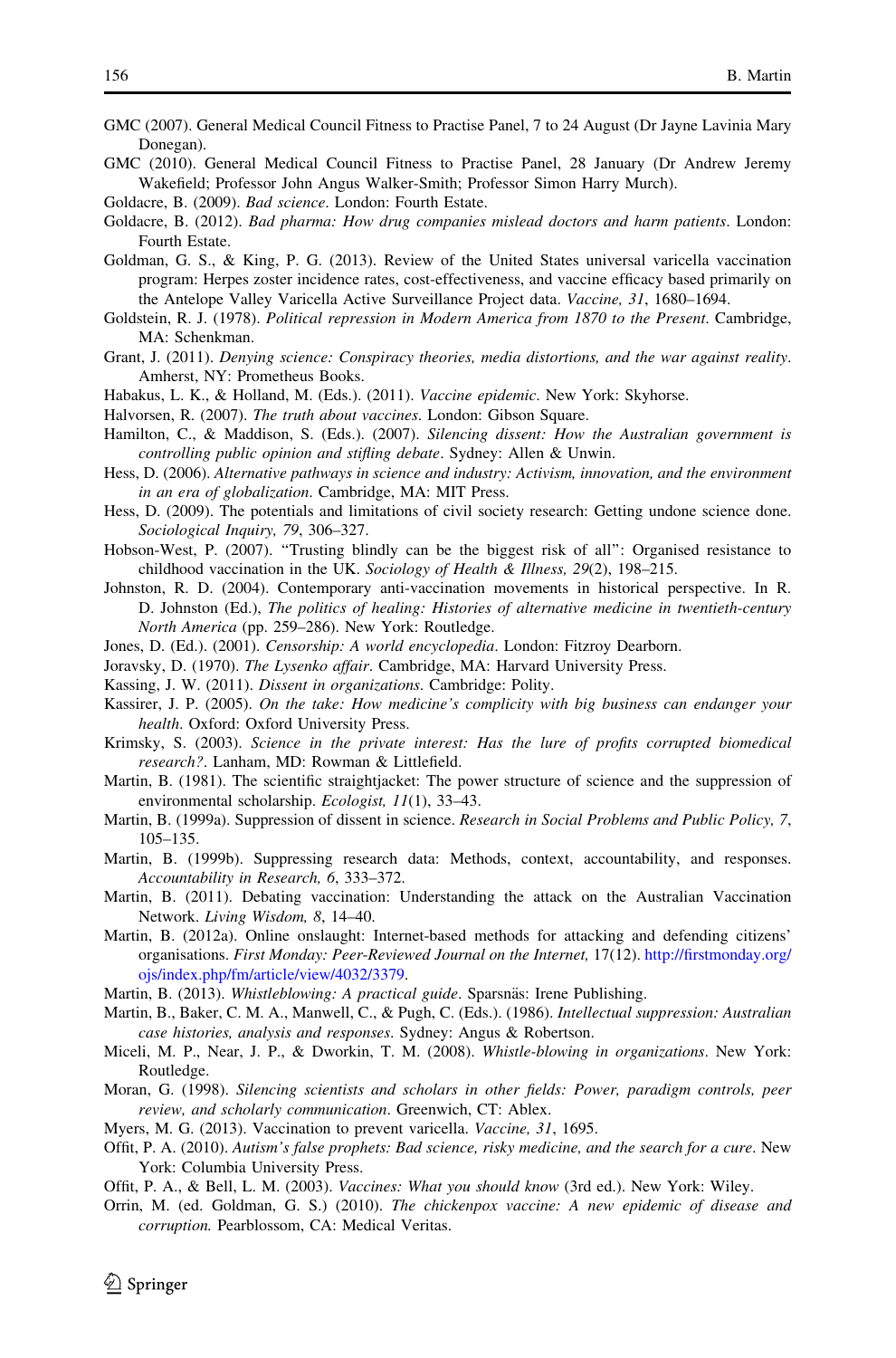GMC (2007). General Medical Council Fitness to Practise Panel, 7 to 24 August (Dr Jayne Lavinia Mary Donegan).

GMC (2010). General Medical Council Fitness to Practise Panel, 28 January (Dr Andrew Jeremy Wakefield; Professor John Angus Walker-Smith; Professor Simon Harry Murch).

Goldacre, B. (2009). *Bad science*. London: Fourth Estate.

Goldacre, B. (2012). *Bad pharma: How drug companies mislead doctors and harm patients*. London: Fourth Estate.

Goldman, G. S., & King, P. G. (2013). Review of the United States universal varicella vaccination program: Herpes zoster incidence rates, cost-effectiveness, and vaccine efficacy based primarily on the Antelope Valley Varicella Active Surveillance Project data. *Vaccine, 31*, 1680–1694.

Goldstein, R. J. (1978). *Political repression in Modern America from 1870 to the Present*. Cambridge, MA: Schenkman.

Grant, J. (2011). *Denying science: Conspiracy theories, media distortions, and the war against reality*. Amherst, NY: Prometheus Books.

Habakus, L. K., & Holland, M. (Eds.). (2011). *Vaccine epidemic*. New York: Skyhorse.

Halvorsen, R. (2007). *The truth about vaccines*. London: Gibson Square.

Hamilton, C., & Maddison, S. (Eds.). (2007). *Silencing dissent: How the Australian government is controlling public opinion and stifling debate*. Sydney: Allen & Unwin.

Hess, D. (2006). *Alternative pathways in science and industry: Activism, innovation, and the environment in an era of globalization*. Cambridge, MA: MIT Press.

Hess, D. (2009). The potentials and limitations of civil society research: Getting undone science done. *Sociological Inquiry, 79*, 306–327.

Hobson-West, P. (2007). "Trusting blindly can be the biggest risk of all": Organised resistance to childhood vaccination in the UK. *Sociology of Health & Illness, 29*(2), 198–215.

Johnston, R. D. (2004). Contemporary anti-vaccination movements in historical perspective. In R. D. Johnston (Ed.), *The politics of healing: Histories of alternative medicine in twentieth-century North America* (pp. 259–286). New York: Routledge.

Jones, D. (Ed.). (2001). *Censorship: A world encyclopedia*. London: Fitzroy Dearborn.

Joravsky, D. (1970). *The Lysenko affair*. Cambridge, MA: Harvard University Press.

Kassing, J. W. (2011). *Dissent in organizations*. Cambridge: Polity.

Kassirer, J. P. (2005). *On the take: How medicine's complicity with big business can endanger your health*. Oxford: Oxford University Press.

Krimsky, S. (2003). *Science in the private interest: Has the lure of profits corrupted biomedical research?*. Lanham, MD: Rowman & Littlefield.

Martin, B. (1981). The scientific straightjacket: The power structure of science and the suppression of environmental scholarship. *Ecologist, 11*(1), 33–43.

Martin, B. (1999a). Suppression of dissent in science. *Research in Social Problems and Public Policy, 7*, 105–135.

Martin, B. (1999b). Suppressing research data: Methods, context, accountability, and responses. *Accountability in Research, 6*, 333–372.

Martin, B. (2011). Debating vaccination: Understanding the attack on the Australian Vaccination Network. *Living Wisdom, 8*, 14–40.

Martin, B. (2012a). Online onslaught: Internet-based methods for attacking and defending citizens' organisations. *First Monday: Peer-Reviewed Journal on the Internet,* 17(12). http://firstmonday.org/ojs/index.php/fm/article/view/4032/3379.

Martin, B. (2013). *Whistleblowing: A practical guide*. Sparsnäs: Irene Publishing.

Martin, B., Baker, C. M. A., Manwell, C., & Pugh, C. (Eds.). (1986). *Intellectual suppression: Australian case histories, analysis and responses*. Sydney: Angus & Robertson.

Miceli, M. P., Near, J. P., & Dworkin, T. M. (2008). *Whistle-blowing in organizations*. New York: Routledge.

Moran, G. (1998). *Silencing scientists and scholars in other fields: Power, paradigm controls, peer review, and scholarly communication*. Greenwich, CT: Ablex.

Myers, M. G. (2013). Vaccination to prevent varicella. *Vaccine, 31*, 1695.

Offit, P. A. (2010). *Autism's false prophets: Bad science, risky medicine, and the search for a cure*. New York: Columbia University Press.

Offit, P. A., & Bell, L. M. (2003). *Vaccines: What you should know* (3rd ed.). New York: Wiley.

Orrin, M. (ed. Goldman, G. S.) (2010). *The chickenpox vaccine: A new epidemic of disease and corruption.* Pearblossom, CA: Medical Veritas.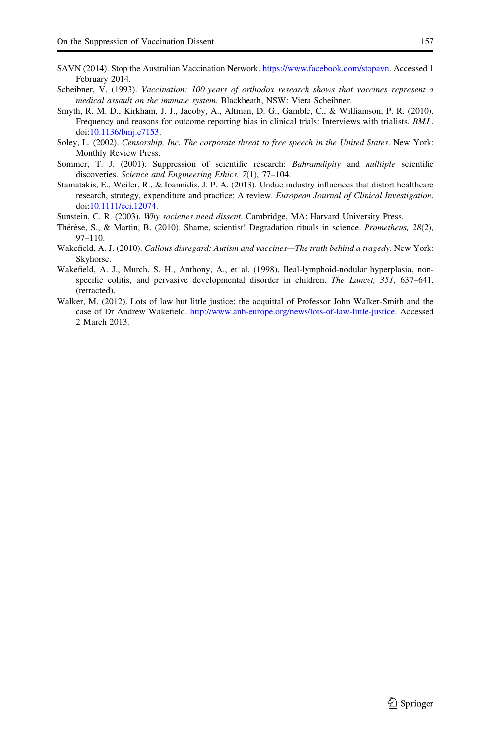SAVN (2014). Stop the Australian Vaccination Network. https://www.facebook.com/stopavn. Accessed 1 February 2014.

Scheibner, V. (1993). *Vaccination: 100 years of orthodox research shows that vaccines represent a medical assault on the immune system*. Blackheath, NSW: Viera Scheibner.

Smyth, R. M. D., Kirkham, J. J., Jacoby, A., Altman, D. G., Gamble, C., & Williamson, P. R. (2010). Frequency and reasons for outcome reporting bias in clinical trials: Interviews with trialists. *BMJ*,. doi:10.1136/bmj.c7153.

Soley, L. (2002). *Censorship, Inc. The corporate threat to free speech in the United States*. New York: Monthly Review Press.

Sommer, T. J. (2001). Suppression of scientific research: *Bahramdipity* and *nulltiple* scientific discoveries. *Science and Engineering Ethics, 7*(1), 77–104.

Stamatakis, E., Weiler, R., & Ioannidis, J. P. A. (2013). Undue industry influences that distort healthcare research, strategy, expenditure and practice: A review. *European Journal of Clinical Investigation*. doi:10.1111/eci.12074.

Sunstein, C. R. (2003). *Why societies need dissent*. Cambridge, MA: Harvard University Press.

Thérèse, S., & Martin, B. (2010). Shame, scientist! Degradation rituals in science. *Prometheus, 28*(2), 97–110.

Wakefield, A. J. (2010). *Callous disregard: Autism and vaccines—The truth behind a tragedy*. New York: Skyhorse.

Wakefield, A. J., Murch, S. H., Anthony, A., et al. (1998). Ileal-lymphoid-nodular hyperplasia, non-specific colitis, and pervasive developmental disorder in children. *The Lancet, 351*, 637–641. (retracted).

Walker, M. (2012). Lots of law but little justice: the acquittal of Professor John Walker-Smith and the case of Dr Andrew Wakefield. http://www.anh-europe.org/news/lots-of-law-little-justice. Accessed 2 March 2013.